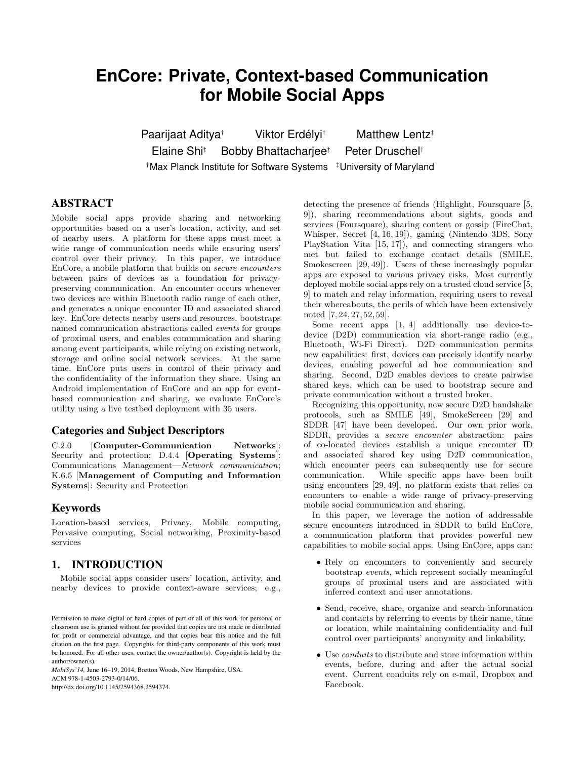# EnCore: Private, Context-based Communication for Mobile Social Apps

Paarijaat Aditya[†] Viktor Erdélyi[†] Matthew Lentz[‡]
Elaine Shi[‡] Bobby Bhattacharjee[‡] Peter Druschel[†]

[†]Max Planck Institute for Software Systems [‡]University of Maryland

## ABSTRACT

Mobile social apps provide sharing and networking opportunities based on a user's location, activity, and set of nearby users. A platform for these apps must meet a wide range of communication needs while ensuring users' control over their privacy. In this paper, we introduce EnCore, a mobile platform that builds on *secure encounters* between pairs of devices as a foundation for privacy-preserving communication. An encounter occurs whenever two devices are within Bluetooth radio range of each other, and generates a unique encounter ID and associated shared key. EnCore detects nearby users and resources, bootstraps named communication abstractions called *events* for groups of proximal users, and enables communication and sharing among event participants, while relying on existing network, storage and online social network services. At the same time, EnCore puts users in control of their privacy and the confidentiality of the information they share. Using an Android implementation of EnCore and an app for event-based communication and sharing, we evaluate EnCore's utility using a live testbed deployment with 35 users.

## Categories and Subject Descriptors

C.2.0 [**Computer-Communication Networks**]: Security and protection; D.4.4 [**Operating Systems**]: Communications Management—*Network communication*; K.6.5 [**Management of Computing and Information Systems**]: Security and Protection

## Keywords

Location-based services, Privacy, Mobile computing, Pervasive computing, Social networking, Proximity-based services

## 1. INTRODUCTION

Mobile social apps consider users' location, activity, and nearby devices to provide context-aware services; e.g., detecting the presence of friends (Highlight, Foursquare [5, 9]), sharing recommendations about sights, goods and services (Foursquare), sharing content or gossip (FireChat, Whisper, Secret [4, 16, 19]), gaming (Nintendo 3DS, Sony PlayStation Vita [15, 17]), and connecting strangers who met but failed to exchange contact details (SMILE, Smokescreen [29, 49]). Users of these increasingly popular apps are exposed to various privacy risks. Most currently deployed mobile social apps rely on a trusted cloud service [5, 9] to match and relay information, requiring users to reveal their whereabouts, the perils of which have been extensively noted [7, 24, 27, 52, 59].

Some recent apps [1, 4] additionally use device-to-device (D2D) communication via short-range radio (e.g., Bluetooth, Wi-Fi Direct). D2D communication permits new capabilities: first, devices can precisely identify nearby devices, enabling powerful ad hoc communication and sharing. Second, D2D enables devices to create pairwise shared keys, which can be used to bootstrap secure and private communication without a trusted broker.

Recognizing this opportunity, new secure D2D handshake protocols, such as SMILE [49], SmokeScreen [29] and SDDR [47] have been developed. Our own prior work, SDDR, provides a *secure encounter* abstraction: pairs of co-located devices establish a unique encounter ID and associated shared key using D2D communication, which encounter peers can subsequently use for secure communication. While specific apps have been built using encounters [29, 49], no platform exists that relies on encounters to enable a wide range of privacy-preserving mobile social communication and sharing.

In this paper, we leverage the notion of addressable secure encounters introduced in SDDR to build EnCore, a communication platform that provides powerful new capabilities to mobile social apps. Using EnCore, apps can:

- Rely on encounters to conveniently and securely bootstrap *events*, which represent socially meaningful groups of proximal users and are associated with inferred context and user annotations.
- Send, receive, share, organize and search information and contacts by referring to events by their name, time or location, while maintaining confidentiality and full control over participants' anonymity and linkability.
- Use *conduits* to distribute and store information within events, before, during and after the actual social event. Current conduits rely on e-mail, Dropbox and Facebook.

Permission to make digital or hard copies of part or all of this work for personal or classroom use is granted without fee provided that copies are not made or distributed for profit or commercial advantage, and that copies bear this notice and the full citation on the first page. Copyrights for third-party components of this work must be honored. For all other uses, contact the owner/author(s). Copyright is held by the author/owner(s).
*MobiSys'14,* June 16–19, 2014, Bretton Woods, New Hampshire, USA.
ACM 978-1-4503-2793-0/14/06.
http://dx.doi.org/10.1145/2594368.2594374.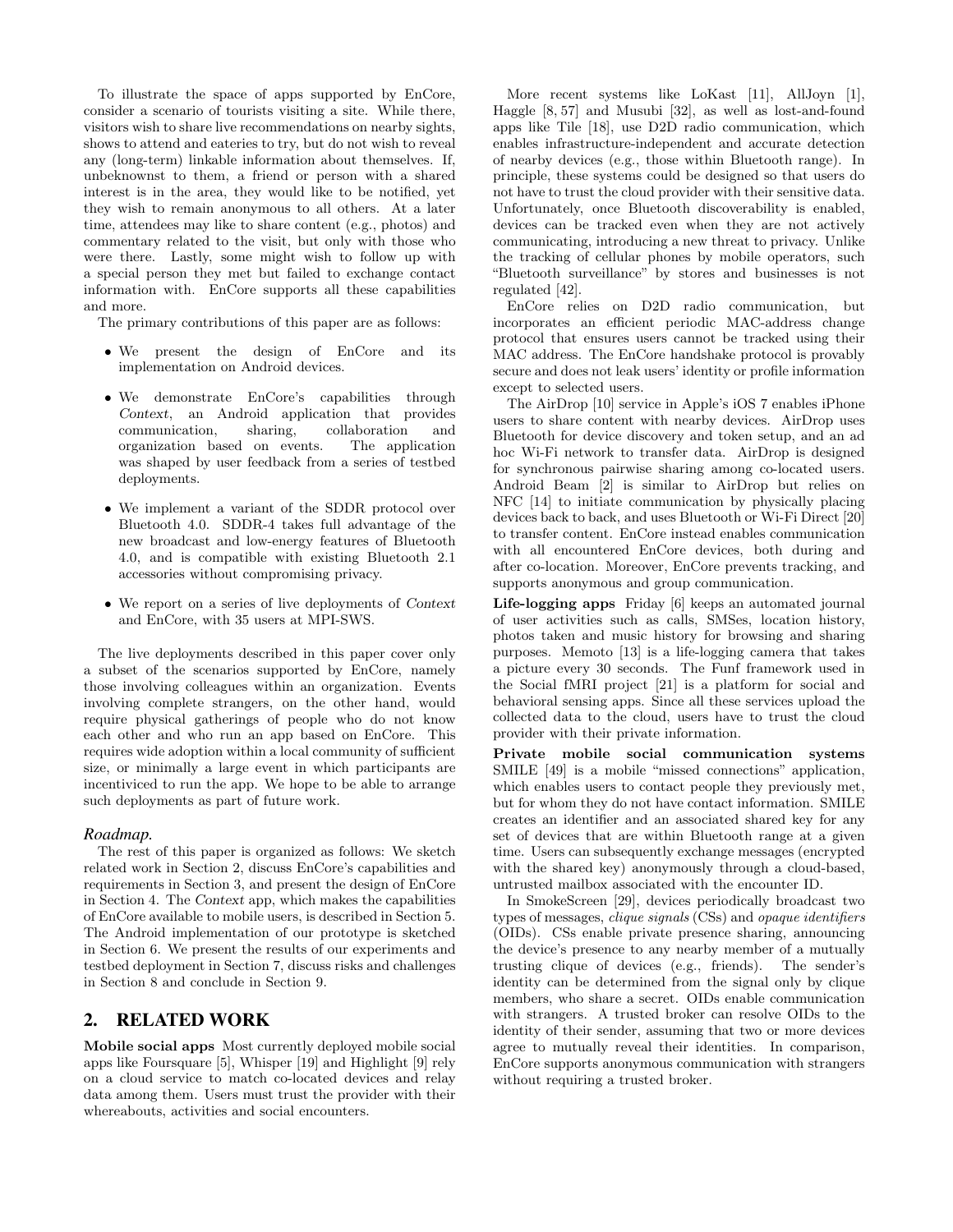To illustrate the space of apps supported by EnCore, consider a scenario of tourists visiting a site. While there, visitors wish to share live recommendations on nearby sights, shows to attend and eateries to try, but do not wish to reveal any (long-term) linkable information about themselves. If, unbeknownst to them, a friend or person with a shared interest is in the area, they would like to be notified, yet they wish to remain anonymous to all others. At a later time, attendees may like to share content (e.g., photos) and commentary related to the visit, but only with those who were there. Lastly, some might wish to follow up with a special person they met but failed to exchange contact information with. EnCore supports all these capabilities and more.

The primary contributions of this paper are as follows:

- We present the design of EnCore and its implementation on Android devices.
- We demonstrate EnCore's capabilities through *Context*, an Android application that provides communication, sharing, collaboration and organization based on events. The application was shaped by user feedback from a series of testbed deployments.
- We implement a variant of the SDDR protocol over Bluetooth 4.0. SDDR-4 takes full advantage of the new broadcast and low-energy features of Bluetooth 4.0, and is compatible with existing Bluetooth 2.1 accessories without compromising privacy.
- We report on a series of live deployments of *Context* and EnCore, with 35 users at MPI-SWS.

The live deployments described in this paper cover only a subset of the scenarios supported by EnCore, namely those involving colleagues within an organization. Events involving complete strangers, on the other hand, would require physical gatherings of people who do not know each other and who run an app based on EnCore. This requires wide adoption within a local community of sufficient size, or minimally a large event in which participants are incenticized to run the app. We hope to be able to arrange such deployments as part of future work.

### *Roadmap.*

The rest of this paper is organized as follows: We sketch related work in Section 2, discuss EnCore's capabilities and requirements in Section 3, and present the design of EnCore in Section 4. The *Context* app, which makes the capabilities of EnCore available to mobile users, is described in Section 5. The Android implementation of our prototype is sketched in Section 6. We present the results of our experiments and testbed deployment in Section 7, discuss risks and challenges in Section 8 and conclude in Section 9.

## 2. RELATED WORK

**Mobile social apps** Most currently deployed mobile social apps like Foursquare [5], Whisper [19] and Highlight [9] rely on a cloud service to match co-located devices and relay data among them. Users must trust the provider with their whereabouts, activities and social encounters.

More recent systems like LoKast [11], AllJoyn [1], Haggle [8, 57] and Musubi [32], as well as lost-and-found apps like Tile [18], use D2D radio communication, which enables infrastructure-independent and accurate detection of nearby devices (e.g., those within Bluetooth range). In principle, these systems could be designed so that users do not have to trust the cloud provider with their sensitive data. Unfortunately, once Bluetooth discoverability is enabled, devices can be tracked even when they are not actively communicating, introducing a new threat to privacy. Unlike the tracking of cellular phones by mobile operators, such "Bluetooth surveillance" by stores and businesses is not regulated [42].

EnCore relies on D2D radio communication, but incorporates an efficient periodic MAC-address change protocol that ensures users cannot be tracked using their MAC address. The EnCore handshake protocol is provably secure and does not leak users' identity or profile information except to selected users.

The AirDrop [10] service in Apple's iOS 7 enables iPhone users to share content with nearby devices. AirDrop uses Bluetooth for device discovery and token setup, and an ad hoc Wi-Fi network to transfer data. AirDrop is designed for synchronous pairwise sharing among co-located users. Android Beam [2] is similar to AirDrop but relies on NFC [14] to initiate communication by physically placing devices back to back, and uses Bluetooth or Wi-Fi Direct [20] to transfer content. EnCore instead enables communication with all encountered EnCore devices, both during and after co-location. Moreover, EnCore prevents tracking, and supports anonymous and group communication.

**Life-logging apps** Friday [6] keeps an automated journal of user activities such as calls, SMSes, location history, photos taken and music history for browsing and sharing purposes. Memoto [13] is a life-logging camera that takes a picture every 30 seconds. The Funf framework used in the Social fMRI project [21] is a platform for social and behavioral sensing apps. Since all these services upload the collected data to the cloud, users have to trust the cloud provider with their private information.

**Private mobile social communication systems** SMILE [49] is a mobile "missed connections" application, which enables users to contact people they previously met, but for whom they do not have contact information. SMILE creates an identifier and an associated shared key for any set of devices that are within Bluetooth range at a given time. Users can subsequently exchange messages (encrypted with the shared key) anonymously through a cloud-based, untrusted mailbox associated with the encounter ID.

In SmokeScreen [29], devices periodically broadcast two types of messages, *clique signals* (CSs) and *opaque identifiers* (OIDs). CSs enable private presence sharing, announcing the device's presence to any nearby member of a mutually trusting clique of devices (e.g., friends). The sender's identity can be determined from the signal only by clique members, who share a secret. OIDs enable communication with strangers. A trusted broker can resolve OIDs to the identity of their sender, assuming that two or more devices agree to mutually reveal their identities. In comparison, EnCore supports anonymous communication with strangers without requiring a trusted broker.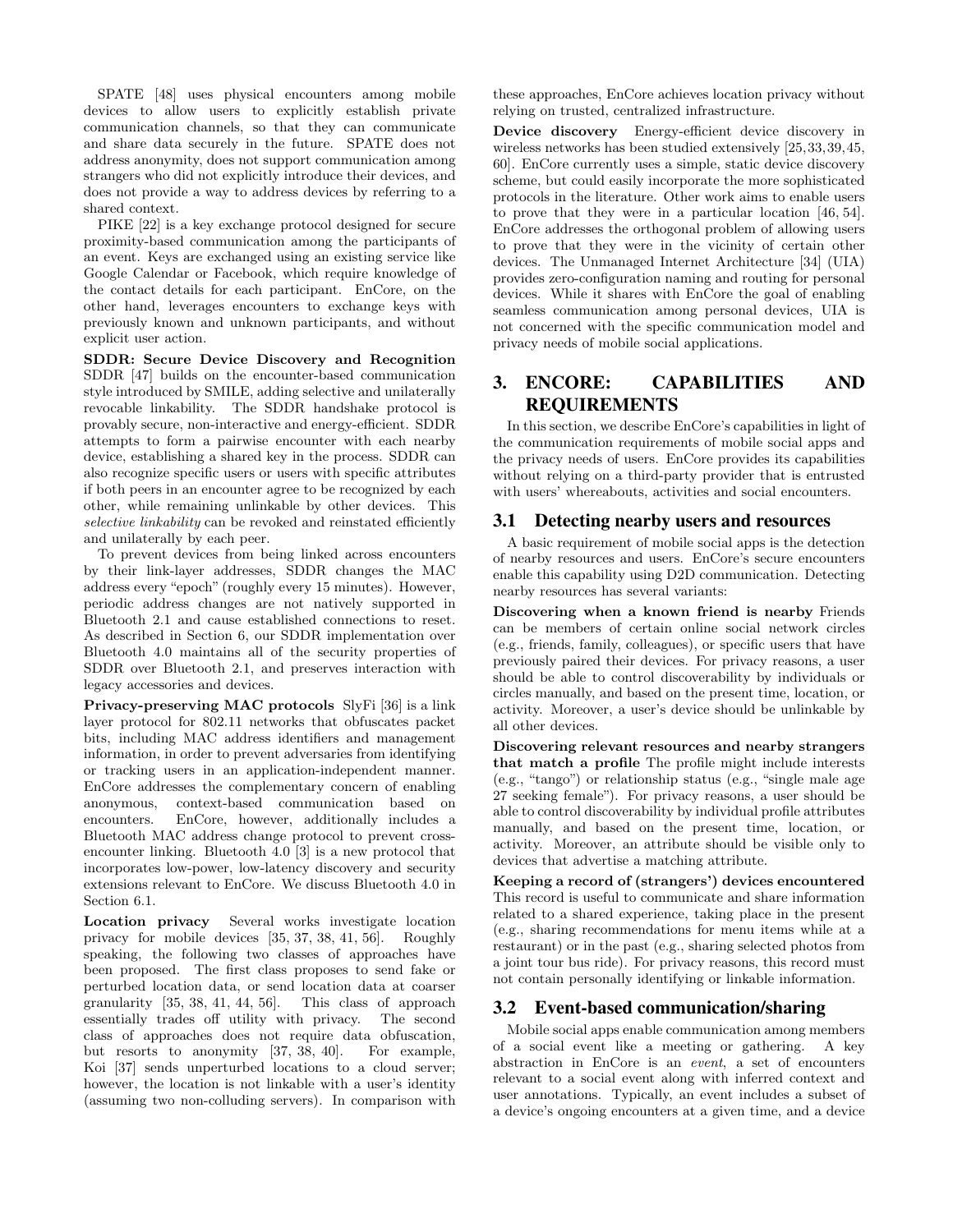SPATE [48] uses physical encounters among mobile devices to allow users to explicitly establish private communication channels, so that they can communicate and share data securely in the future. SPATE does not address anonymity, does not support communication among strangers who did not explicitly introduce their devices, and does not provide a way to address devices by referring to a shared context.

PIKE [22] is a key exchange protocol designed for secure proximity-based communication among the participants of an event. Keys are exchanged using an existing service like Google Calendar or Facebook, which require knowledge of the contact details for each participant. EnCore, on the other hand, leverages encounters to exchange keys with previously known and unknown participants, and without explicit user action.

**SDDR: Secure Device Discovery and Recognition** SDDR [47] builds on the encounter-based communication style introduced by SMILE, adding selective and unilaterally revocable linkability. The SDDR handshake protocol is provably secure, non-interactive and energy-efficient. SDDR attempts to form a pairwise encounter with each nearby device, establishing a shared key in the process. SDDR can also recognize specific users or users with specific attributes if both peers in an encounter agree to be recognized by each other, while remaining unlinkable by other devices. This *selective linkability* can be revoked and reinstated efficiently and unilaterally by each peer.

To prevent devices from being linked across encounters by their link-layer addresses, SDDR changes the MAC address every "epoch" (roughly every 15 minutes). However, periodic address changes are not natively supported in Bluetooth 2.1 and cause established connections to reset. As described in Section 6, our SDDR implementation over Bluetooth 4.0 maintains all of the security properties of SDDR over Bluetooth 2.1, and preserves interaction with legacy accessories and devices.

**Privacy-preserving MAC protocols** SlyFi [36] is a link layer protocol for 802.11 networks that obfuscates packet bits, including MAC address identifiers and management information, in order to prevent adversaries from identifying or tracking users in an application-independent manner. EnCore addresses the complementary concern of enabling anonymous, context-based communication based on encounters. EnCore, however, additionally includes a Bluetooth MAC address change protocol to prevent cross-encounter linking. Bluetooth 4.0 [3] is a new protocol that incorporates low-power, low-latency discovery and security extensions relevant to EnCore. We discuss Bluetooth 4.0 in Section 6.1.

**Location privacy** Several works investigate location privacy for mobile devices [35, 37, 38, 41, 56]. Roughly speaking, the following two classes of approaches have been proposed. The first class proposes to send fake or perturbed location data, or send location data at coarser granularity [35, 38, 41, 44, 56]. This class of approach essentially trades off utility with privacy. The second class of approaches does not require data obfuscation, but resorts to anonymity [37, 38, 40]. For example, Koi [37] sends unperturbed locations to a cloud server; however, the location is not linkable with a user's identity (assuming two non-colluding servers). In comparison with these approaches, EnCore achieves location privacy without relying on trusted, centralized infrastructure.

**Device discovery** Energy-efficient device discovery in wireless networks has been studied extensively [25, 33, 39, 45, 60]. EnCore currently uses a simple, static device discovery scheme, but could easily incorporate the more sophisticated protocols in the literature. Other work aims to enable users to prove that they were in a particular location [46, 54]. EnCore addresses the orthogonal problem of allowing users to prove that they were in the vicinity of certain other devices. The Unmanaged Internet Architecture [34] (UIA) provides zero-configuration naming and routing for personal devices. While it shares with EnCore the goal of enabling seamless communication among personal devices, UIA is not concerned with the specific communication model and privacy needs of mobile social applications.

# 3. ENCORE: CAPABILITIES AND REQUIREMENTS

In this section, we describe EnCore's capabilities in light of the communication requirements of mobile social apps and the privacy needs of users. EnCore provides its capabilities without relying on a third-party provider that is entrusted with users' whereabouts, activities and social encounters.

## 3.1 Detecting nearby users and resources

A basic requirement of mobile social apps is the detection of nearby resources and users. EnCore's secure encounters enable this capability using D2D communication. Detecting nearby resources has several variants:

**Discovering when a known friend is nearby** Friends can be members of certain online social network circles (e.g., friends, family, colleagues), or specific users that have previously paired their devices. For privacy reasons, a user should be able to control discoverability by individuals or circles manually, and based on the present time, location, or activity. Moreover, a user's device should be unlinkable by all other devices.

**Discovering relevant resources and nearby strangers that match a profile** The profile might include interests (e.g., "tango") or relationship status (e.g., "single male age 27 seeking female"). For privacy reasons, a user should be able to control discoverability by individual profile attributes manually, and based on the present time, location, or activity. Moreover, an attribute should be visible only to devices that advertise a matching attribute.

**Keeping a record of (strangers') devices encountered** This record is useful to communicate and share information related to a shared experience, taking place in the present (e.g., sharing recommendations for menu items while at a restaurant) or in the past (e.g., sharing selected photos from a joint tour bus ride). For privacy reasons, this record must not contain personally identifying or linkable information.

## 3.2 Event-based communication/sharing

Mobile social apps enable communication among members of a social event like a meeting or gathering. A key abstraction in EnCore is an *event*, a set of encounters relevant to a social event along with inferred context and user annotations. Typically, an event includes a subset of a device's ongoing encounters at a given time, and a device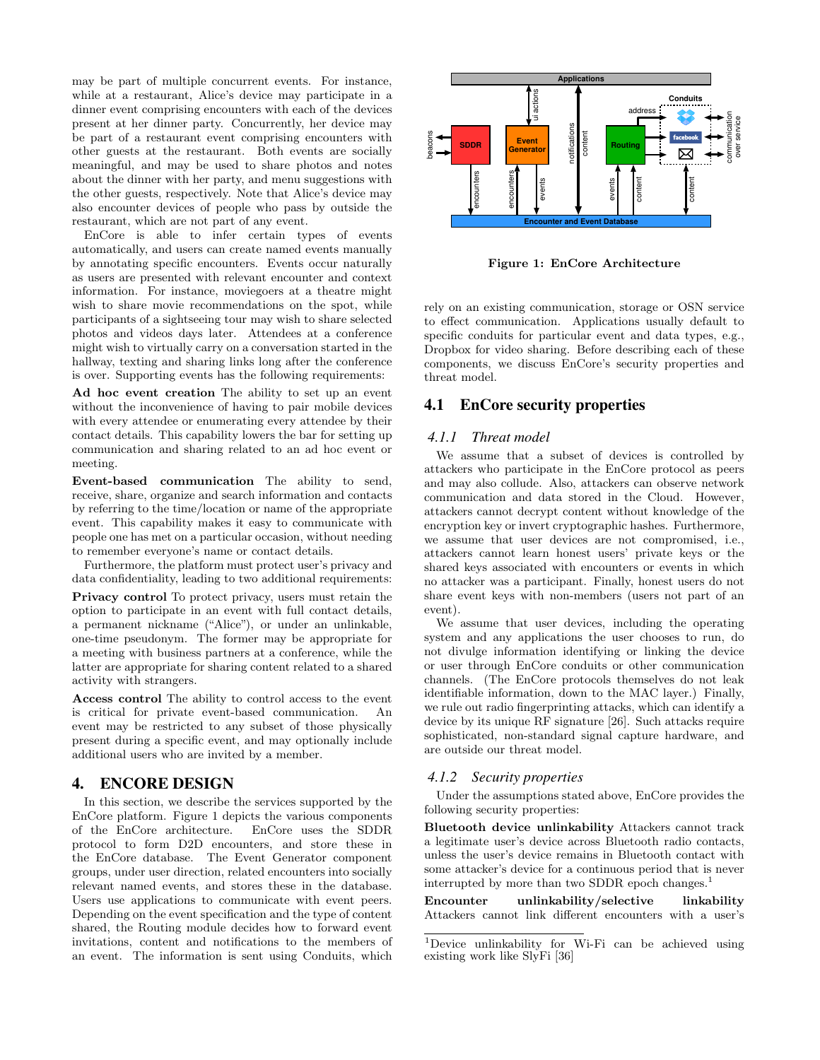may be part of multiple concurrent events. For instance, while at a restaurant, Alice's device may participate in a dinner event comprising encounters with each of the devices present at her dinner party. Concurrently, her device may be part of a restaurant event comprising encounters with other guests at the restaurant. Both events are socially meaningful, and may be used to share photos and notes about the dinner with her party, and menu suggestions with the other guests, respectively. Note that Alice's device may also encounter devices of people who pass by outside the restaurant, which are not part of any event.

EnCore is able to infer certain types of events automatically, and users can create named events manually by annotating specific encounters. Events occur naturally as users are presented with relevant encounter and context information. For instance, moviegoers at a theatre might wish to share movie recommendations on the spot, while participants of a sightseeing tour may wish to share selected photos and videos days later. Attendees at a conference might wish to virtually carry on a conversation started in the hallway, texting and sharing links long after the conference is over. Supporting events has the following requirements:

**Ad hoc event creation** The ability to set up an event without the inconvenience of having to pair mobile devices with every attendee or enumerating every attendee by their contact details. This capability lowers the bar for setting up communication and sharing related to an ad hoc event or meeting.

**Event-based communication** The ability to send, receive, share, organize and search information and contacts by referring to the time/location or name of the appropriate event. This capability makes it easy to communicate with people one has met on a particular occasion, without needing to remember everyone's name or contact details.

Furthermore, the platform must protect user's privacy and data confidentiality, leading to two additional requirements:

**Privacy control** To protect privacy, users must retain the option to participate in an event with full contact details, a permanent nickname ("Alice"), or under an unlinkable, one-time pseudonym. The former may be appropriate for a meeting with business partners at a conference, while the latter are appropriate for sharing content related to a shared activity with strangers.

**Access control** The ability to control access to the event is critical for private event-based communication. An event may be restricted to any subset of those physically present during a specific event, and may optionally include additional users who are invited by a member.

# 4. ENCORE DESIGN

In this section, we describe the services supported by the EnCore platform. Figure 1 depicts the various components of the EnCore architecture. EnCore uses the SDDR protocol to form D2D encounters, and store these in the EnCore database. The Event Generator component groups, under user direction, related encounters into socially relevant named events, and stores these in the database. Users use applications to communicate with event peers. Depending on the event specification and the type of content shared, the Routing module decides how to forward event invitations, content and notifications to the members of an event. The information is sent using Conduits, which rely on an existing communication, storage or OSN service to effect communication. Applications usually default to specific conduits for particular event and data types, e.g., Dropbox for video sharing. Before describing each of these components, we discuss EnCore's security properties and threat model.

**Figure 1: EnCore Architecture**

## 4.1 EnCore security properties

### 4.1.1 *Threat model*

We assume that a subset of devices is controlled by attackers who participate in the EnCore protocol as peers and may also collude. Also, attackers can observe network communication and data stored in the Cloud. However, attackers cannot decrypt content without knowledge of the encryption key or invert cryptographic hashes. Furthermore, we assume that user devices are not compromised, i.e., attackers cannot learn honest users' private keys or the shared keys associated with encounters or events in which no attacker was a participant. Finally, honest users do not share event keys with non-members (users not part of an event).

We assume that user devices, including the operating system and any applications the user chooses to run, do not divulge information identifying or linking the device or user through EnCore conduits or other communication channels. (The EnCore protocols themselves do not leak identifiable information, down to the MAC layer.) Finally, we rule out radio fingerprinting attacks, which can identify a device by its unique RF signature [26]. Such attacks require sophisticated, non-standard signal capture hardware, and are outside our threat model.

### 4.1.2 *Security properties*

Under the assumptions stated above, EnCore provides the following security properties:

**Bluetooth device unlinkability** Attackers cannot track a legitimate user's device across Bluetooth radio contacts, unless the user's device remains in Bluetooth contact with some attacker's device for a continuous period that is never interrupted by more than two SDDR epoch changes.[1]

**Encounter unlinkability/selective linkability** Attackers cannot link different encounters with a user's

[1] Device unlinkability for Wi-Fi can be achieved using existing work like SlyFi [36]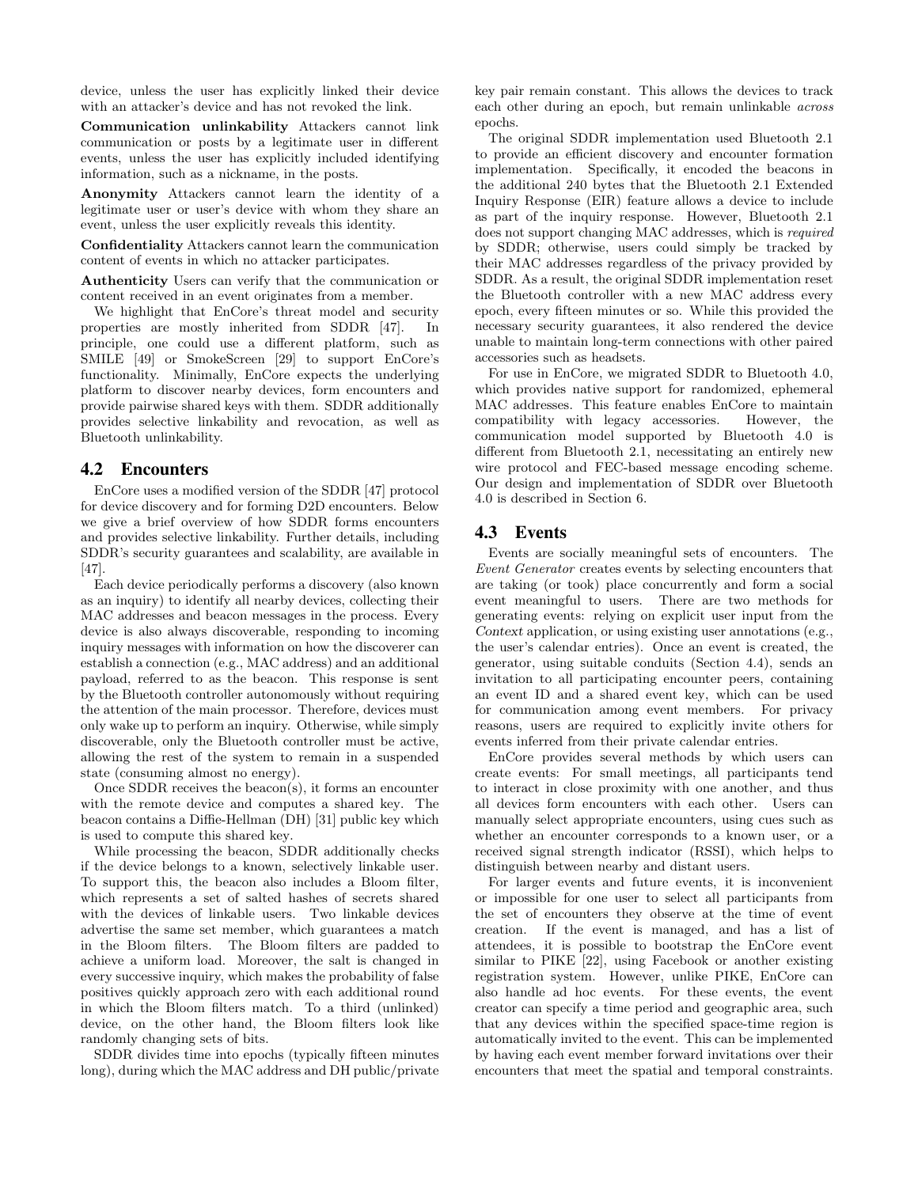device, unless the user has explicitly linked their device with an attacker's device and has not revoked the link.

**Communication unlinkability** Attackers cannot link communication or posts by a legitimate user in different events, unless the user has explicitly included identifying information, such as a nickname, in the posts.

**Anonymity** Attackers cannot learn the identity of a legitimate user or user's device with whom they share an event, unless the user explicitly reveals this identity.

**Confidentiality** Attackers cannot learn the communication content of events in which no attacker participates.

**Authenticity** Users can verify that the communication or content received in an event originates from a member.

We highlight that EnCore's threat model and security properties are mostly inherited from SDDR [47]. In principle, one could use a different platform, such as SMILE [49] or SmokeScreen [29] to support EnCore's functionality. Minimally, EnCore expects the underlying platform to discover nearby devices, form encounters and provide pairwise shared keys with them. SDDR additionally provides selective linkability and revocation, as well as Bluetooth unlinkability.

## 4.2 Encounters

EnCore uses a modified version of the SDDR [47] protocol for device discovery and for forming D2D encounters. Below we give a brief overview of how SDDR forms encounters and provides selective linkability. Further details, including SDDR's security guarantees and scalability, are available in [47].

Each device periodically performs a discovery (also known as an inquiry) to identify all nearby devices, collecting their MAC addresses and beacon messages in the process. Every device is also always discoverable, responding to incoming inquiry messages with information on how the discoverer can establish a connection (e.g., MAC address) and an additional payload, referred to as the beacon. This response is sent by the Bluetooth controller autonomously without requiring the attention of the main processor. Therefore, devices must only wake up to perform an inquiry. Otherwise, while simply discoverable, only the Bluetooth controller must be active, allowing the rest of the system to remain in a suspended state (consuming almost no energy).

Once SDDR receives the beacon(s), it forms an encounter with the remote device and computes a shared key. The beacon contains a Diffie-Hellman (DH) [31] public key which is used to compute this shared key.

While processing the beacon, SDDR additionally checks if the device belongs to a known, selectively linkable user. To support this, the beacon also includes a Bloom filter, which represents a set of salted hashes of secrets shared with the devices of linkable users. Two linkable devices advertise the same set member, which guarantees a match in the Bloom filters. The Bloom filters are padded to achieve a uniform load. Moreover, the salt is changed in every successive inquiry, which makes the probability of false positives quickly approach zero with each additional round in which the Bloom filters match. To a third (unlinked) device, on the other hand, the Bloom filters look like randomly changing sets of bits.

SDDR divides time into epochs (typically fifteen minutes long), during which the MAC address and DH public/private key pair remain constant. This allows the devices to track each other during an epoch, but remain unlinkable *across* epochs.

The original SDDR implementation used Bluetooth 2.1 to provide an efficient discovery and encounter formation implementation. Specifically, it encoded the beacons in the additional 240 bytes that the Bluetooth 2.1 Extended Inquiry Response (EIR) feature allows a device to include as part of the inquiry response. However, Bluetooth 2.1 does not support changing MAC addresses, which is *required* by SDDR; otherwise, users could simply be tracked by their MAC addresses regardless of the privacy provided by SDDR. As a result, the original SDDR implementation reset the Bluetooth controller with a new MAC address every epoch, every fifteen minutes or so. While this provided the necessary security guarantees, it also rendered the device unable to maintain long-term connections with other paired accessories such as headsets.

For use in EnCore, we migrated SDDR to Bluetooth 4.0, which provides native support for randomized, ephemeral MAC addresses. This feature enables EnCore to maintain compatibility with legacy accessories. However, the communication model supported by Bluetooth 4.0 is different from Bluetooth 2.1, necessitating an entirely new wire protocol and FEC-based message encoding scheme. Our design and implementation of SDDR over Bluetooth 4.0 is described in Section 6.

## 4.3 Events

Events are socially meaningful sets of encounters. The *Event Generator* creates events by selecting encounters that are taking (or took) place concurrently and form a social event meaningful to users. There are two methods for generating events: relying on explicit user input from the *Context* application, or using existing user annotations (e.g., the user's calendar entries). Once an event is created, the generator, using suitable conduits (Section 4.4), sends an invitation to all participating encounter peers, containing an event ID and a shared event key, which can be used for communication among event members. For privacy reasons, users are required to explicitly invite others for events inferred from their private calendar entries.

EnCore provides several methods by which users can create events: For small meetings, all participants tend to interact in close proximity with one another, and thus all devices form encounters with each other. Users can manually select appropriate encounters, using cues such as whether an encounter corresponds to a known user, or a received signal strength indicator (RSSI), which helps to distinguish between nearby and distant users.

For larger events and future events, it is inconvenient or impossible for one user to select all participants from the set of encounters they observe at the time of event creation. If the event is managed, and has a list of attendees, it is possible to bootstrap the EnCore event similar to PIKE [22], using Facebook or another existing registration system. However, unlike PIKE, EnCore can also handle ad hoc events. For these events, the event creator can specify a time period and geographic area, such that any devices within the specified space-time region is automatically invited to the event. This can be implemented by having each event member forward invitations over their encounters that meet the spatial and temporal constraints.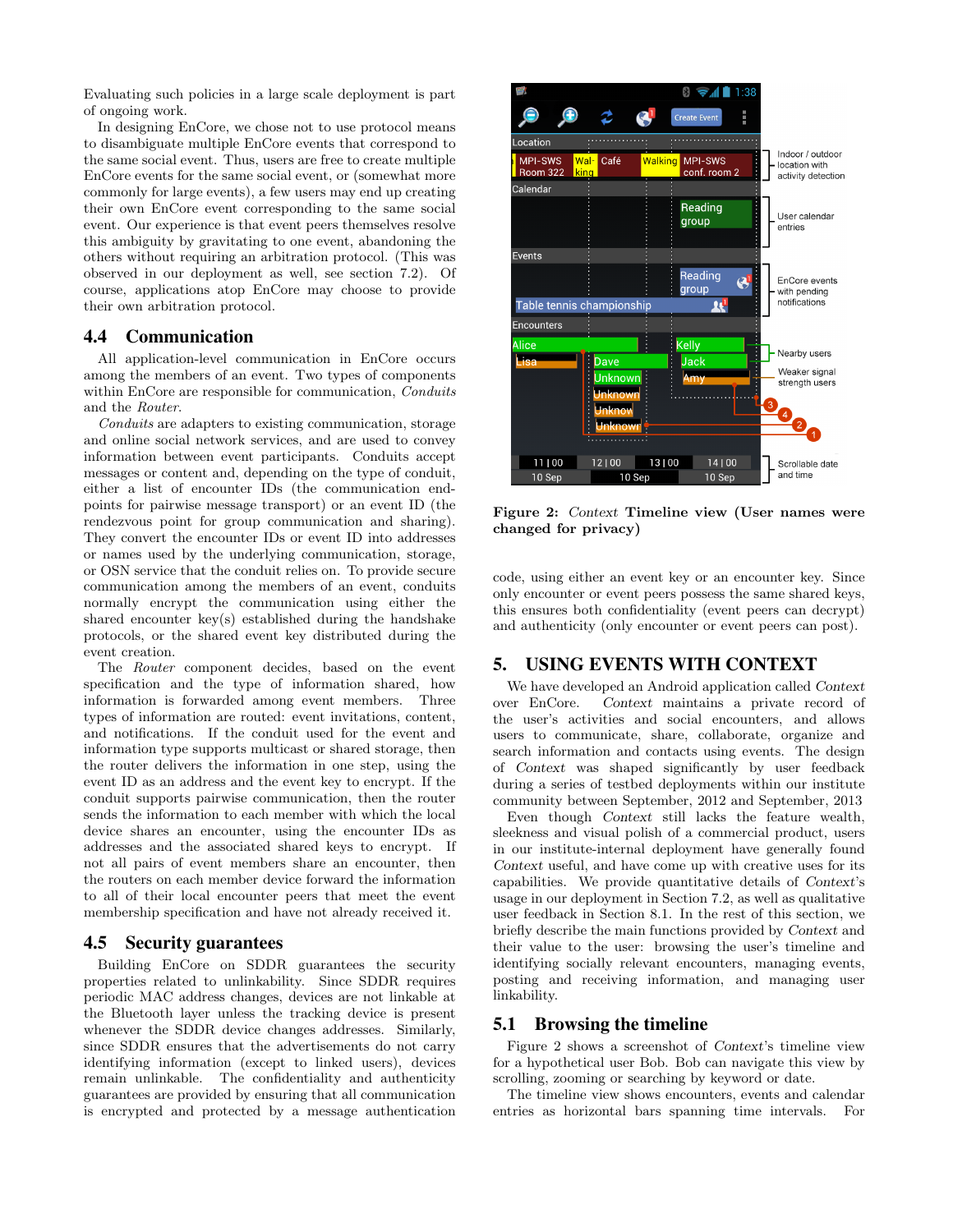Evaluating such policies in a large scale deployment is part of ongoing work.

In designing EnCore, we chose not to use protocol means to disambiguate multiple EnCore events that correspond to the same social event. Thus, users are free to create multiple EnCore events for the same social event, or (somewhat more commonly for large events), a few users may end up creating their own EnCore event corresponding to the same social event. Our experience is that event peers themselves resolve this ambiguity by gravitating to one event, abandoning the others without requiring an arbitration protocol. (This was observed in our deployment as well, see section 7.2). Of course, applications atop EnCore may choose to provide their own arbitration protocol.

## 4.4 Communication

All application-level communication in EnCore occurs among the members of an event. Two types of components within EnCore are responsible for communication, *Conduits* and the *Router*.

*Conduits* are adapters to existing communication, storage and online social network services, and are used to convey information between event participants. Conduits accept messages or content and, depending on the type of conduit, either a list of encounter IDs (the communication endpoints for pairwise message transport) or an event ID (the rendezvous point for group communication and sharing). They convert the encounter IDs or event ID into addresses or names used by the underlying communication, storage, or OSN service that the conduit relies on. To provide secure communication among the members of an event, conduits normally encrypt the communication using either the shared encounter key(s) established during the handshake protocols, or the shared event key distributed during the event creation.

The *Router* component decides, based on the event specification and the type of information shared, how information is forwarded among event members. Three types of information are routed: event invitations, content, and notifications. If the conduit used for the event and information type supports multicast or shared storage, then the router delivers the information in one step, using the event ID as an address and the event key to encrypt. If the conduit supports pairwise communication, then the router sends the information to each member with which the local device shares an encounter, using the encounter IDs as addresses and the associated shared keys to encrypt. If not all pairs of event members share an encounter, then the routers on each member device forward the information to all of their local encounter peers that meet the event membership specification and have not already received it.

## 4.5 Security guarantees

Building EnCore on SDDR guarantees the security properties related to unlinkability. Since SDDR requires periodic MAC address changes, devices are not linkable at the Bluetooth layer unless the tracking device is present whenever the SDDR device changes addresses. Similarly, since SDDR ensures that the advertisements do not carry identifying information (except to linked users), devices remain unlinkable. The confidentiality and authenticity guarantees are provided by ensuring that all communication is encrypted and protected by a message authentication code, using either an event key or an encounter key. Since only encounter or event peers possess the same shared keys, this ensures both confidentiality (event peers can decrypt) and authenticity (only encounter or event peers can post).

**Figure 2:** *Context* **Timeline view (User names were changed for privacy)**

# 5. USING EVENTS WITH CONTEXT

We have developed an Android application called *Context* over EnCore. *Context* maintains a private record of the user's activities and social encounters, and allows users to communicate, share, collaborate, organize and search information and contacts using events. The design of *Context* was shaped significantly by user feedback during a series of testbed deployments within our institute community between September, 2012 and September, 2013.

Even though *Context* still lacks the feature wealth, sleekness and visual polish of a commercial product, users in our institute-internal deployment have generally found *Context* useful, and have come up with creative uses for its capabilities. We provide quantitative details of *Context*'s usage in our deployment in Section 7.2, as well as qualitative user feedback in Section 8.1. In the rest of this section, we briefly describe the main functions provided by *Context* and their value to the user: browsing the user's timeline and identifying socially relevant encounters, managing events, posting and receiving information, and managing user linkability.

## 5.1 Browsing the timeline

Figure 2 shows a screenshot of *Context*'s timeline view for a hypothetical user Bob. Bob can navigate this view by scrolling, zooming or searching by keyword or date.

The timeline view shows encounters, events and calendar entries as horizontal bars spanning time intervals. For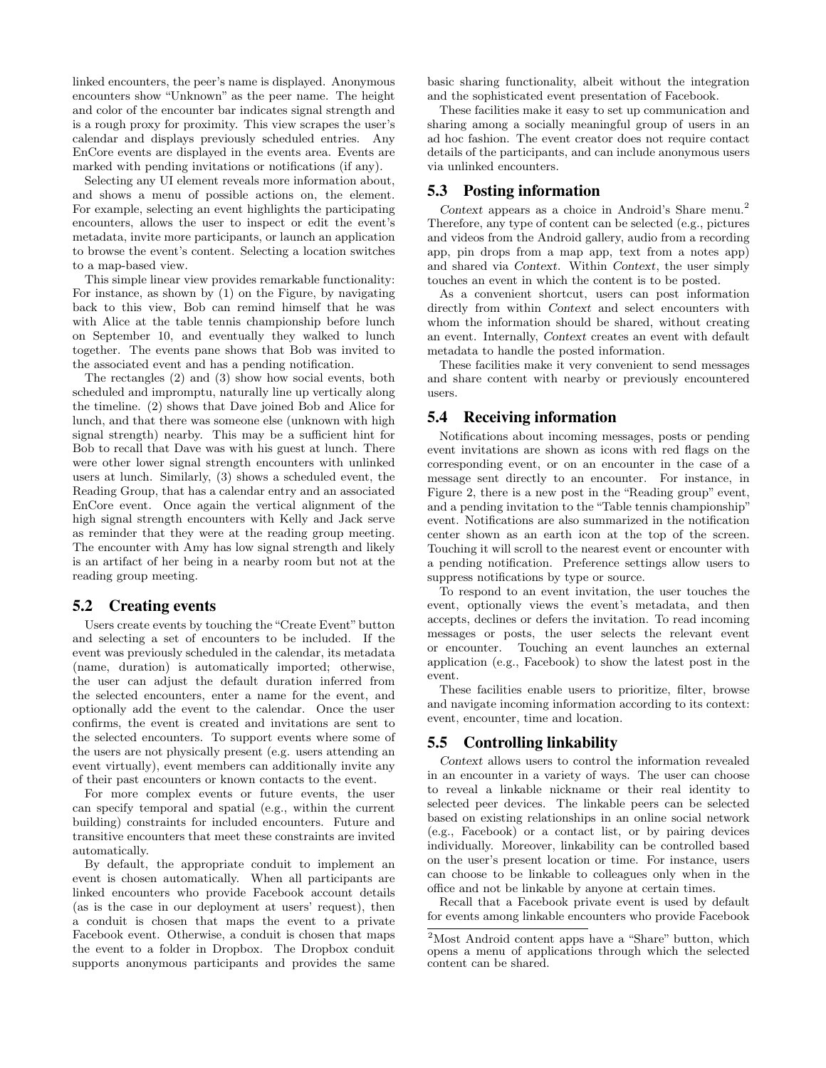linked encounters, the peer's name is displayed. Anonymous encounters show "Unknown" as the peer name. The height and color of the encounter bar indicates signal strength and is a rough proxy for proximity. This view scrapes the user's calendar and displays previously scheduled entries. Any EnCore events are displayed in the events area. Events are marked with pending invitations or notifications (if any).

Selecting any UI element reveals more information about, and shows a menu of possible actions on, the element. For example, selecting an event highlights the participating encounters, allows the user to inspect or edit the event's metadata, invite more participants, or launch an application to browse the event's content. Selecting a location switches to a map-based view.

This simple linear view provides remarkable functionality: For instance, as shown by (1) on the Figure, by navigating back to this view, Bob can remind himself that he was with Alice at the table tennis championship before lunch on September 10, and eventually they walked to lunch together. The events pane shows that Bob was invited to the associated event and has a pending notification.

The rectangles (2) and (3) show how social events, both scheduled and impromptu, naturally line up vertically along the timeline. (2) shows that Dave joined Bob and Alice for lunch, and that there was someone else (unknown with high signal strength) nearby. This may be a sufficient hint for Bob to recall that Dave was with his guest at lunch. There were other lower signal strength encounters with unlinked users at lunch. Similarly, (3) shows a scheduled event, the Reading Group, that has a calendar entry and an associated EnCore event. Once again the vertical alignment of the high signal strength encounters with Kelly and Jack serve as reminder that they were at the reading group meeting. The encounter with Amy has low signal strength and likely is an artifact of her being in a nearby room but not at the reading group meeting.

## 5.2 Creating events

Users create events by touching the "Create Event" button and selecting a set of encounters to be included. If the event was previously scheduled in the calendar, its metadata (name, duration) is automatically imported; otherwise, the user can adjust the default duration inferred from the selected encounters, enter a name for the event, and optionally add the event to the calendar. Once the user confirms, the event is created and invitations are sent to the selected encounters. To support events where some of the users are not physically present (e.g. users attending an event virtually), event members can additionally invite any of their past encounters or known contacts to the event.

For more complex events or future events, the user can specify temporal and spatial (e.g., within the current building) constraints for included encounters. Future and transitive encounters that meet these constraints are invited automatically.

By default, the appropriate conduit to implement an event is chosen automatically. When all participants are linked encounters who provide Facebook account details (as is the case in our deployment at users' request), then a conduit is chosen that maps the event to a private Facebook event. Otherwise, a conduit is chosen that maps the event to a folder in Dropbox. The Dropbox conduit supports anonymous participants and provides the same basic sharing functionality, albeit without the integration and the sophisticated event presentation of Facebook.

These facilities make it easy to set up communication and sharing among a socially meaningful group of users in an ad hoc fashion. The event creator does not require contact details of the participants, and can include anonymous users via unlinked encounters.

## 5.3 Posting information

*Context* appears as a choice in Android's Share menu.[2] Therefore, any type of content can be selected (e.g., pictures and videos from the Android gallery, audio from a recording app, pin drops from a map app, text from a notes app) and shared via *Context*. Within *Context*, the user simply touches an event in which the content is to be posted.

As a convenient shortcut, users can post information directly from within *Context* and select encounters with whom the information should be shared, without creating an event. Internally, *Context* creates an event with default metadata to handle the posted information.

These facilities make it very convenient to send messages and share content with nearby or previously encountered users.

## 5.4 Receiving information

Notifications about incoming messages, posts or pending event invitations are shown as icons with red flags on the corresponding event, or on an encounter in the case of a message sent directly to an encounter. For instance, in Figure 2, there is a new post in the "Reading group" event, and a pending invitation to the "Table tennis championship" event. Notifications are also summarized in the notification center shown as an earth icon at the top of the screen. Touching it will scroll to the nearest event or encounter with a pending notification. Preference settings allow users to suppress notifications by type or source.

To respond to an event invitation, the user touches the event, optionally views the event's metadata, and then accepts, declines or defers the invitation. To read incoming messages or posts, the user selects the relevant event or encounter. Touching an event launches an external application (e.g., Facebook) to show the latest post in the event.

These facilities enable users to prioritize, filter, browse and navigate incoming information according to its context: event, encounter, time and location.

## 5.5 Controlling linkability

*Context* allows users to control the information revealed in an encounter in a variety of ways. The user can choose to reveal a linkable nickname or their real identity to selected peer devices. The linkable peers can be selected based on existing relationships in an online social network (e.g., Facebook) or a contact list, or by pairing devices individually. Moreover, linkability can be controlled based on the user's present location or time. For instance, users can choose to be linkable to colleagues only when in the office and not be linkable by anyone at certain times.

Recall that a Facebook private event is used by default for events among linkable encounters who provide Facebook

[2] Most Android content apps have a "Share" button, which opens a menu of applications through which the selected content can be shared.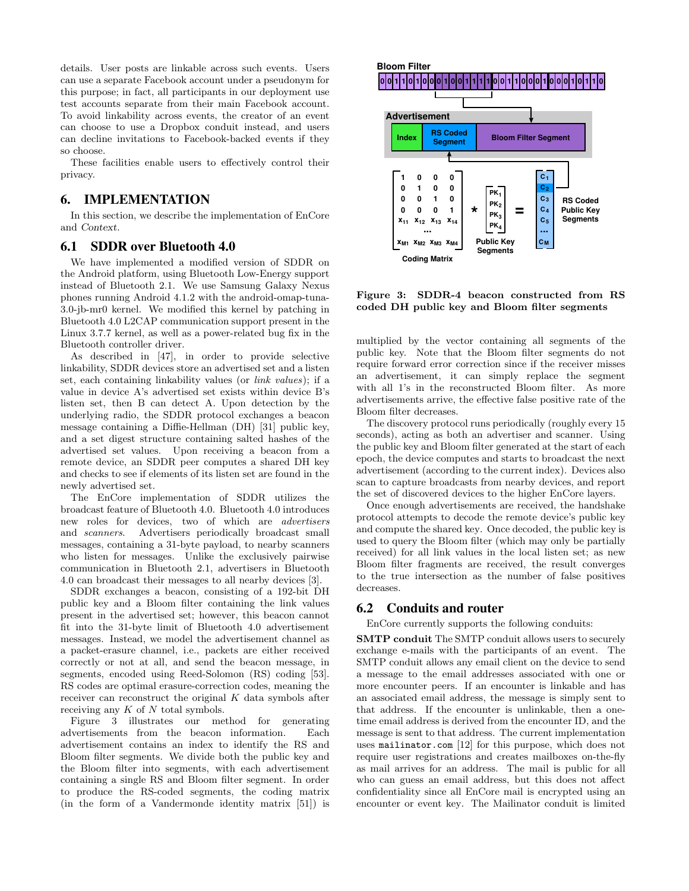details. User posts are linkable across such events. Users can use a separate Facebook account under a pseudonym for this purpose; in fact, all participants in our deployment use test accounts separate from their main Facebook account. To avoid linkability across events, the creator of an event can choose to use a Dropbox conduit instead, and users can decline invitations to Facebook-backed events if they so choose.

These facilities enable users to effectively control their privacy.

# 6. IMPLEMENTATION

In this section, we describe the implementation of EnCore and *Context*.

## 6.1 SDDR over Bluetooth 4.0

We have implemented a modified version of SDDR on the Android platform, using Bluetooth Low-Energy support instead of Bluetooth 2.1. We use Samsung Galaxy Nexus phones running Android 4.1.2 with the android-omap-tuna-3.0-jb-mr0 kernel. We modified this kernel by patching in Bluetooth 4.0 L2CAP communication support present in the Linux 3.7.7 kernel, as well as a power-related bug fix in the Bluetooth controller driver.

As described in [47], in order to provide selective linkability, SDDR devices store an advertised set and a listen set, each containing linkability values (or *link values*); if a value in device A's advertised set exists within device B's listen set, then B can detect A. Upon detection by the underlying radio, the SDDR protocol exchanges a beacon message containing a Diffie-Hellman (DH) [31] public key, and a set digest structure containing salted hashes of the advertised set values. Upon receiving a beacon from a remote device, an SDDR peer computes a shared DH key and checks to see if elements of its listen set are found in the newly advertised set.

The EnCore implementation of SDDR utilizes the broadcast feature of Bluetooth 4.0. Bluetooth 4.0 introduces new roles for devices, two of which are *advertisers* and *scanners*. Advertisers periodically broadcast small messages, containing a 31-byte payload, to nearby scanners who listen for messages. Unlike the exclusively pairwise communication in Bluetooth 2.1, advertisers in Bluetooth 4.0 can broadcast their messages to all nearby devices [3].

SDDR exchanges a beacon, consisting of a 192-bit DH public key and a Bloom filter containing the link values present in the advertised set; however, this beacon cannot fit into the 31-byte limit of Bluetooth 4.0 advertisement messages. Instead, we model the advertisement channel as a packet-erasure channel, i.e., packets are either received correctly or not at all, and send the beacon message, in segments, encoded using Reed-Solomon (RS) coding [53]. RS codes are optimal erasure-correction codes, meaning the receiver can reconstruct the original $K$ data symbols after receiving any $K$ of $N$ total symbols.

Figure 3 illustrates our method for generating advertisements from the beacon information. Each advertisement contains an index to identify the RS and Bloom filter segments. We divide both the public key and the Bloom filter into segments, with each advertisement containing a single RS and Bloom filter segment. In order to produce the RS-coded segments, the coding matrix (in the form of a Vandermonde identity matrix [51]) is multiplied by the vector containing all segments of the public key. Note that the Bloom filter segments do not require forward error correction since if the receiver misses an advertisement, it can simply replace the segment with all 1's in the reconstructed Bloom filter. As more advertisements arrive, the effective false positive rate of the Bloom filter decreases.

**Figure 3: SDDR-4 beacon constructed from RS coded DH public key and Bloom filter segments**

The discovery protocol runs periodically (roughly every 15 seconds), acting as both an advertiser and scanner. Using the public key and Bloom filter generated at the start of each epoch, the device computes and starts to broadcast the next advertisement (according to the current index). Devices also scan to capture broadcasts from nearby devices, and report the set of discovered devices to the higher EnCore layers.

Once enough advertisements are received, the handshake protocol attempts to decode the remote device's public key and compute the shared key. Once decoded, the public key is used to query the Bloom filter (which may only be partially received) for all link values in the local listen set; as new Bloom filter fragments are received, the result converges to the true intersection as the number of false positives decreases.

## 6.2 Conduits and router

EnCore currently supports the following conduits:

**SMTP conduit** The SMTP conduit allows users to securely exchange e-mails with the participants of an event. The SMTP conduit allows any email client on the device to send a message to the email addresses associated with one or more encounter peers. If an encounter is linkable and has an associated email address, the message is simply sent to that address. If the encounter is unlinkable, then a one-time email address is derived from the encounter ID, and the message is sent to that address. The current implementation uses `mailinator.com` [12] for this purpose, which does not require user registrations and creates mailboxes on-the-fly as mail arrives for an address. The mail is public for all who can guess an email address, but this does not affect confidentiality since all EnCore mail is encrypted using an encounter or event key. The Mailinator conduit is limited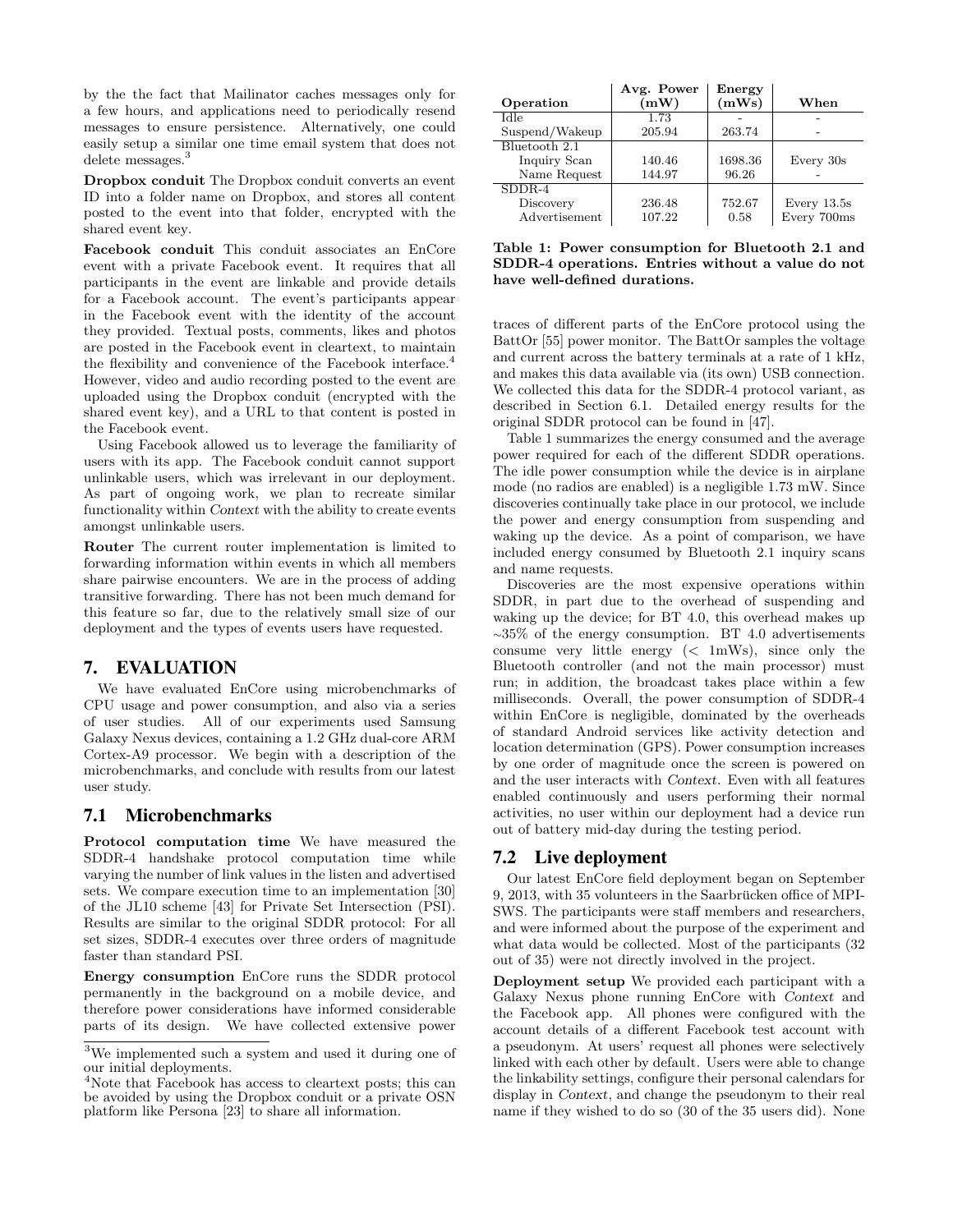by the the fact that Mailinator caches messages only for a few hours, and applications need to periodically resend messages to ensure persistence. Alternatively, one could easily setup a similar one time email system that does not delete messages.[3]

**Dropbox conduit** The Dropbox conduit converts an event ID into a folder name on Dropbox, and stores all content posted to the event into that folder, encrypted with the shared event key.

**Facebook conduit** This conduit associates an EnCore event with a private Facebook event. It requires that all participants in the event are linkable and provide details for a Facebook account. The event's participants appear in the Facebook event with the identity of the account they provided. Textual posts, comments, likes and photos are posted in the Facebook event in cleartext, to maintain the flexibility and convenience of the Facebook interface.[4] However, video and audio recording posted to the event are uploaded using the Dropbox conduit (encrypted with the shared event key), and a URL to that content is posted in the Facebook event.

Using Facebook allowed us to leverage the familiarity of users with its app. The Facebook conduit cannot support unlinkable users, which was irrelevant in our deployment. As part of ongoing work, we plan to recreate similar functionality within *Context* with the ability to create events amongst unlinkable users.

**Router** The current router implementation is limited to forwarding information within events in which all members share pairwise encounters. We are in the process of adding transitive forwarding. There has not been much demand for this feature so far, due to the relatively small size of our deployment and the types of events users have requested.

## 7. EVALUATION

We have evaluated EnCore using microbenchmarks of CPU usage and power consumption, and also via a series of user studies. All of our experiments used Samsung Galaxy Nexus devices, containing a 1.2 GHz dual-core ARM Cortex-A9 processor. We begin with a description of the microbenchmarks, and conclude with results from our latest user study.

### 7.1 Microbenchmarks

**Protocol computation time** We have measured the SDDR-4 handshake protocol computation time while varying the number of link values in the listen and advertised sets. We compare execution time to an implementation [30] of the JL10 scheme [43] for Private Set Intersection (PSI). Results are similar to the original SDDR protocol: For all set sizes, SDDR-4 executes over three orders of magnitude faster than standard PSI.

**Energy consumption** EnCore runs the SDDR protocol permanently in the background on a mobile device, and therefore power considerations have informed considerable parts of its design. We have collected extensive power traces of different parts of the EnCore protocol using the BattOr [55] power monitor. The BattOr samples the voltage and current across the battery terminals at a rate of 1 kHz, and makes this data available via (its own) USB connection. We collected this data for the SDDR-4 protocol variant, as described in Section 6.1. Detailed energy results for the original SDDR protocol can be found in [47].

| Operation | Avg. Power (mW) | Energy (mWs) | When |
|---|---|---|---|
| Idle | 1.73 | - | - |
| Suspend/Wakeup | 205.94 | 263.74 | - |
| Bluetooth 2.1 | | | |
| Inquiry Scan | 140.46 | 1698.36 | Every 30s |
| Name Request | 144.97 | 96.26 | - |
| SDDR-4 | | | |
| Discovery | 236.48 | 752.67 | Every 13.5s |
| Advertisement | 107.22 | 0.58 | Every 700ms |

**Table 1: Power consumption for Bluetooth 2.1 and SDDR-4 operations. Entries without a value do not have well-defined durations.**

Table 1 summarizes the energy consumed and the average power required for each of the different SDDR operations. The idle power consumption while the device is in airplane mode (no radios are enabled) is a negligible 1.73 mW. Since discoveries continually take place in our protocol, we include the power and energy consumption from suspending and waking up the device. As a point of comparison, we have included energy consumed by Bluetooth 2.1 inquiry scans and name requests.

Discoveries are the most expensive operations within SDDR, in part due to the overhead of suspending and waking up the device; for BT 4.0, this overhead makes up ~35% of the energy consumption. BT 4.0 advertisements consume very little energy (< 1mWs), since only the Bluetooth controller (and not the main processor) must run; in addition, the broadcast takes place within a few milliseconds. Overall, the power consumption of SDDR-4 within EnCore is negligible, dominated by the overheads of standard Android services like activity detection and location determination (GPS). Power consumption increases by one order of magnitude once the screen is powered on and the user interacts with *Context*. Even with all features enabled continuously and users performing their normal activities, no user within our deployment had a device run out of battery mid-day during the testing period.

### 7.2 Live deployment

Our latest EnCore field deployment began on September 9, 2013, with 35 volunteers in the Saarbrücken office of MPI-SWS. The participants were staff members and researchers, and were informed about the purpose of the experiment and what data would be collected. Most of the participants (32 out of 35) were not directly involved in the project.

**Deployment setup** We provided each participant with a Galaxy Nexus phone running EnCore with *Context* and the Facebook app. All phones were configured with the account details of a different Facebook test account with a pseudonym. At users' request all phones were selectively linked with each other by default. Users were able to change the linkability settings, configure their personal calendars for display in *Context*, and change the pseudonym to their real name if they wished to do so (30 of the 35 users did). None

[3]We implemented such a system and used it during one of our initial deployments.

[4]Note that Facebook has access to cleartext posts; this can be avoided by using the Dropbox conduit or a private OSN platform like Persona [23] to share all information.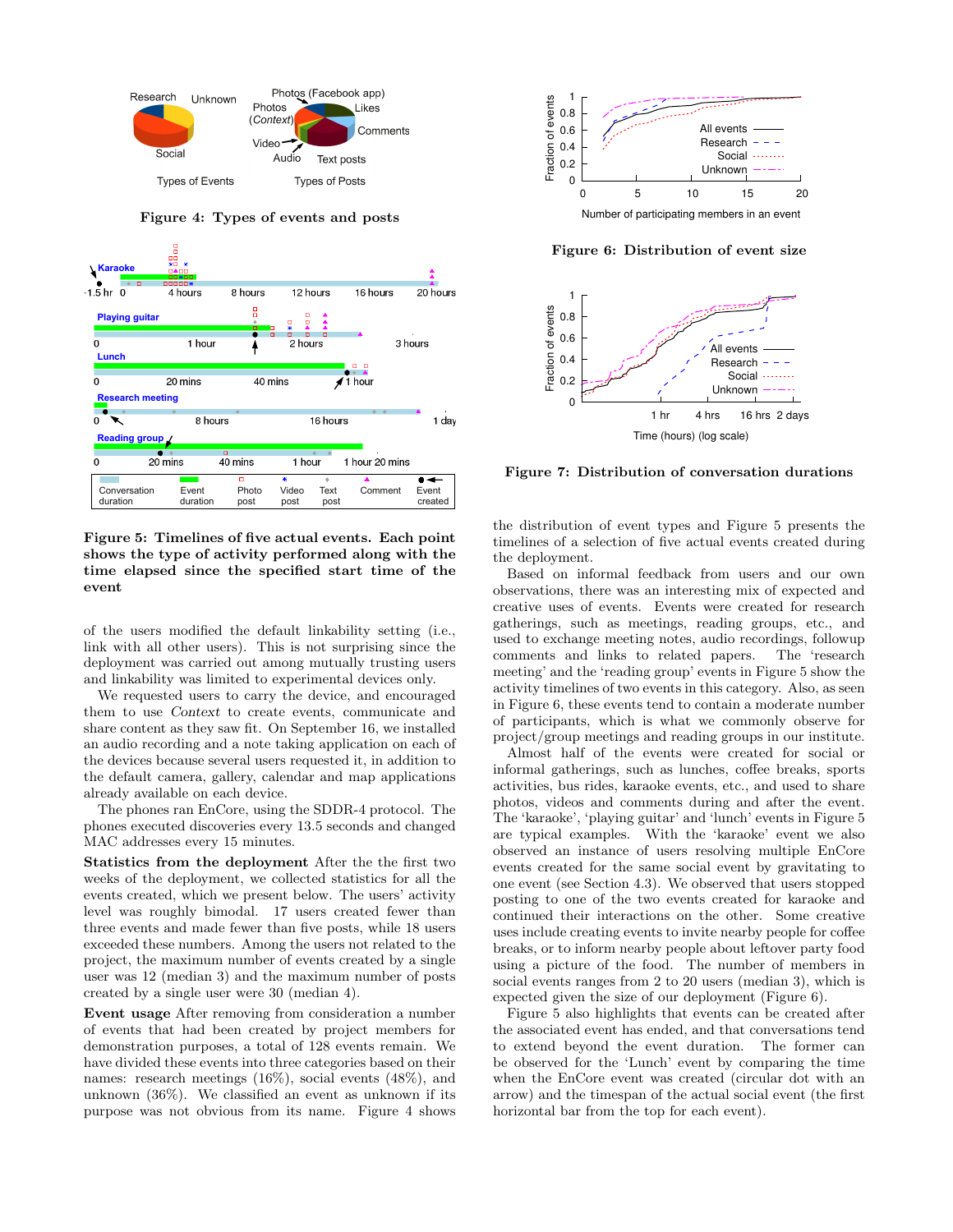Figure 4: Types of events and posts

Figure 5: Timelines of five actual events. Each point shows the type of activity performed along with the time elapsed since the specified start time of the event

of the users modified the default linkability setting (i.e., link with all other users). This is not surprising since the deployment was carried out among mutually trusting users and linkability was limited to experimental devices only.

We requested users to carry the device, and encouraged them to use *Context* to create events, communicate and share content as they saw fit. On September 16, we installed an audio recording and a note taking application on each of the devices because several users requested it, in addition to the default camera, gallery, calendar and map applications already available on each device.

The phones ran EnCore, using the SDDR-4 protocol. The phones executed discoveries every 13.5 seconds and changed MAC addresses every 15 minutes.

**Statistics from the deployment** After the the first two weeks of the deployment, we collected statistics for all the events created, which we present below. The users' activity level was roughly bimodal. 17 users created fewer than three events and made fewer than five posts, while 18 users exceeded these numbers. Among the users not related to the project, the maximum number of events created by a single user was 12 (median 3) and the maximum number of posts created by a single user were 30 (median 4).

**Event usage** After removing from consideration a number of events that had been created by project members for demonstration purposes, a total of 128 events remain. We have divided these events into three categories based on their names: research meetings (16%), social events (48%), and unknown (36%). We classified an event as unknown if its purpose was not obvious from its name. Figure 4 shows the distribution of event types and Figure 5 presents the timelines of a selection of five actual events created during the deployment.

Figure 6: Distribution of event size

Figure 7: Distribution of conversation durations

Based on informal feedback from users and our own observations, there was an interesting mix of expected and creative uses of events. Events were created for research gatherings, such as meetings, reading groups, etc., and used to exchange meeting notes, audio recordings, followup comments and links to related papers. The 'research meeting' and the 'reading group' events in Figure 5 show the activity timelines of two events in this category. Also, as seen in Figure 6, these events tend to contain a moderate number of participants, which is what we commonly observe for project/group meetings and reading groups in our institute.

Almost half of the events were created for social or informal gatherings, such as lunches, coffee breaks, sports activities, bus rides, karaoke events, etc., and used to share photos, videos and comments during and after the event. The 'karaoke', 'playing guitar' and 'lunch' events in Figure 5 are typical examples. With the 'karaoke' event we also observed an instance of users resolving multiple EnCore events created for the same social event by gravitating to one event (see Section 4.3). We observed that users stopped posting to one of the two events created for karaoke and continued their interactions on the other. Some creative uses include creating events to invite nearby people for coffee breaks, or to inform nearby people about leftover party food using a picture of the food. The number of members in social events ranges from 2 to 20 users (median 3), which is expected given the size of our deployment (Figure 6).

Figure 5 also highlights that events can be created after the associated event has ended, and that conversations tend to extend beyond the event duration. The former can be observed for the 'Lunch' event by comparing the time when the EnCore event was created (circular dot with an arrow) and the timespan of the actual social event (the first horizontal bar from the top for each event).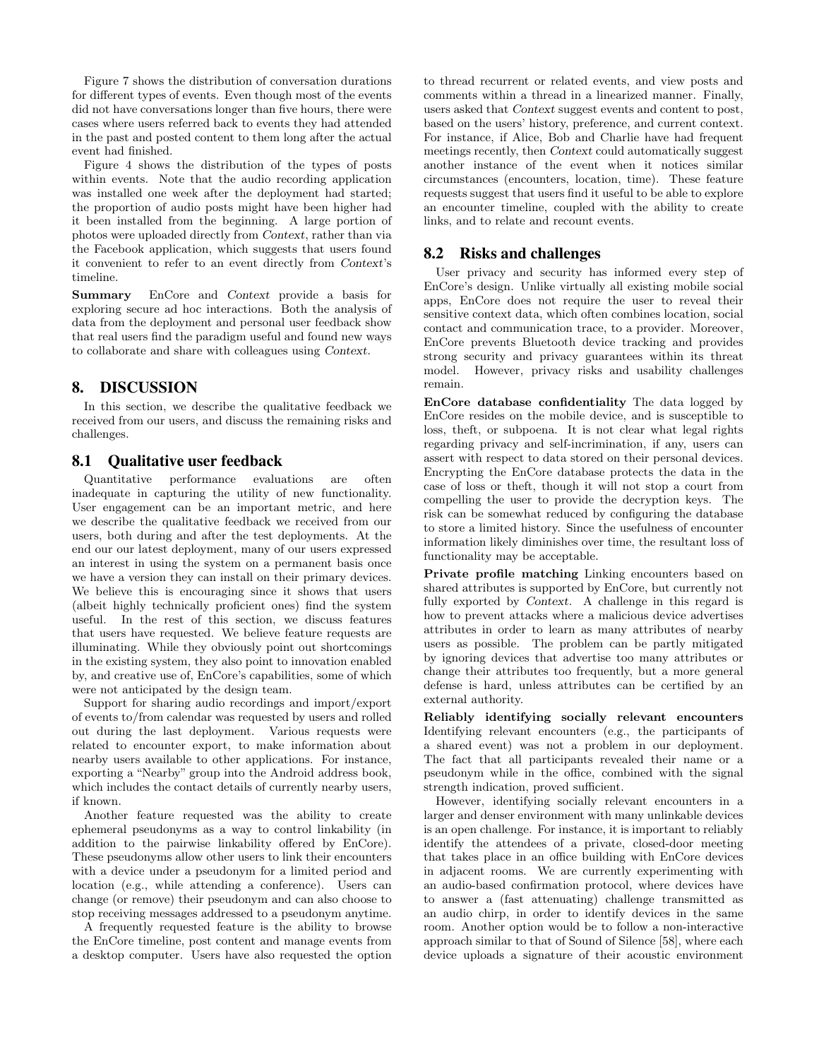Figure 7 shows the distribution of conversation durations for different types of events. Even though most of the events did not have conversations longer than five hours, there were cases where users referred back to events they had attended in the past and posted content to them long after the actual event had finished.

Figure 4 shows the distribution of the types of posts within events. Note that the audio recording application was installed one week after the deployment had started; the proportion of audio posts might have been higher had it been installed from the beginning. A large portion of photos were uploaded directly from *Context*, rather than via the Facebook application, which suggests that users found it convenient to refer to an event directly from *Context*'s timeline.

**Summary** EnCore and *Context* provide a basis for exploring secure ad hoc interactions. Both the analysis of data from the deployment and personal user feedback show that real users find the paradigm useful and found new ways to collaborate and share with colleagues using *Context*.

## 8. DISCUSSION

In this section, we describe the qualitative feedback we received from our users, and discuss the remaining risks and challenges.

### 8.1 Qualitative user feedback

Quantitative performance evaluations are often inadequate in capturing the utility of new functionality. User engagement can be an important metric, and here we describe the qualitative feedback we received from our users, both during and after the test deployments. At the end our our latest deployment, many of our users expressed an interest in using the system on a permanent basis once we have a version they can install on their primary devices. We believe this is encouraging since it shows that users (albeit highly technically proficient ones) find the system useful. In the rest of this section, we discuss features that users have requested. We believe feature requests are illuminating. While they obviously point out shortcomings in the existing system, they also point to innovation enabled by, and creative use of, EnCore's capabilities, some of which were not anticipated by the design team.

Support for sharing audio recordings and import/export of events to/from calendar was requested by users and rolled out during the last deployment. Various requests were related to encounter export, to make information about nearby users available to other applications. For instance, exporting a "Nearby" group into the Android address book, which includes the contact details of currently nearby users, if known.

Another feature requested was the ability to create ephemeral pseudonyms as a way to control linkability (in addition to the pairwise linkability offered by EnCore). These pseudonyms allow other users to link their encounters with a device under a pseudonym for a limited period and location (e.g., while attending a conference). Users can change (or remove) their pseudonym and can also choose to stop receiving messages addressed to a pseudonym anytime.

A frequently requested feature is the ability to browse the EnCore timeline, post content and manage events from a desktop computer. Users have also requested the option to thread recurrent or related events, and view posts and comments within a thread in a linearized manner. Finally, users asked that *Context* suggest events and content to post, based on the users' history, preference, and current context. For instance, if Alice, Bob and Charlie have had frequent meetings recently, then *Context* could automatically suggest another instance of the event when it notices similar circumstances (encounters, location, time). These feature requests suggest that users find it useful to be able to explore an encounter timeline, coupled with the ability to create links, and to relate and recount events.

### 8.2 Risks and challenges

User privacy and security has informed every step of EnCore's design. Unlike virtually all existing mobile social apps, EnCore does not require the user to reveal their sensitive context data, which often combines location, social contact and communication trace, to a provider. Moreover, EnCore prevents Bluetooth device tracking and provides strong security and privacy guarantees within its threat model. However, privacy risks and usability challenges remain.

**EnCore database confidentiality** The data logged by EnCore resides on the mobile device, and is susceptible to loss, theft, or subpoena. It is not clear what legal rights regarding privacy and self-incrimination, if any, users can assert with respect to data stored on their personal devices. Encrypting the EnCore database protects the data in the case of loss or theft, though it will not stop a court from compelling the user to provide the decryption keys. The risk can be somewhat reduced by configuring the database to store a limited history. Since the usefulness of encounter information likely diminishes over time, the resultant loss of functionality may be acceptable.

**Private profile matching** Linking encounters based on shared attributes is supported by EnCore, but currently not fully exported by *Context*. A challenge in this regard is how to prevent attacks where a malicious device advertises attributes in order to learn as many attributes of nearby users as possible. The problem can be partly mitigated by ignoring devices that advertise too many attributes or change their attributes too frequently, but a more general defense is hard, unless attributes can be certified by an external authority.

**Reliably identifying socially relevant encounters** Identifying relevant encounters (e.g., the participants of a shared event) was not a problem in our deployment. The fact that all participants revealed their name or a pseudonym while in the office, combined with the signal strength indication, proved sufficient.

However, identifying socially relevant encounters in a larger and denser environment with many unlinkable devices is an open challenge. For instance, it is important to reliably identify the attendees of a private, closed-door meeting that takes place in an office building with EnCore devices in adjacent rooms. We are currently experimenting with an audio-based confirmation protocol, where devices have to answer a (fast attenuating) challenge transmitted as an audio chirp, in order to identify devices in the same room. Another option would be to follow a non-interactive approach similar to that of Sound of Silence [58], where each device uploads a signature of their acoustic environment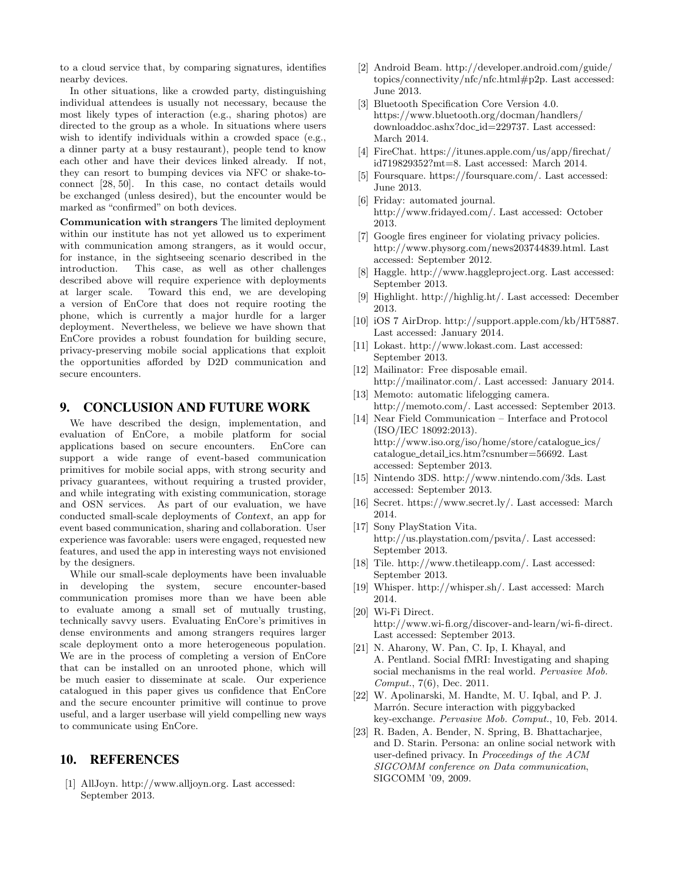to a cloud service that, by comparing signatures, identifies nearby devices.

In other situations, like a crowded party, distinguishing individual attendees is usually not necessary, because the most likely types of interaction (e.g., sharing photos) are directed to the group as a whole. In situations where users wish to identify individuals within a crowded space (e.g., a dinner party at a busy restaurant), people tend to know each other and have their devices linked already. If not, they can resort to bumping devices via NFC or shake-to-connect [28, 50]. In this case, no contact details would be exchanged (unless desired), but the encounter would be marked as "confirmed" on both devices.

**Communication with strangers** The limited deployment within our institute has not yet allowed us to experiment with communication among strangers, as it would occur, for instance, in the sightseeing scenario described in the introduction. This case, as well as other challenges described above will require experience with deployments at larger scale. Toward this end, we are developing a version of EnCore that does not require rooting the phone, which is currently a major hurdle for a larger deployment. Nevertheless, we believe we have shown that EnCore provides a robust foundation for building secure, privacy-preserving mobile social applications that exploit the opportunities afforded by D2D communication and secure encounters.

## 9. CONCLUSION AND FUTURE WORK

We have described the design, implementation, and evaluation of EnCore, a mobile platform for social applications based on secure encounters. EnCore can support a wide range of event-based communication primitives for mobile social apps, with strong security and privacy guarantees, without requiring a trusted provider, and while integrating with existing communication, storage and OSN services. As part of our evaluation, we have conducted small-scale deployments of *Context*, an app for event based communication, sharing and collaboration. User experience was favorable: users were engaged, requested new features, and used the app in interesting ways not envisioned by the designers.

While our small-scale deployments have been invaluable in developing the system, secure encounter-based communication promises more than we have been able to evaluate among a small set of mutually trusting, technically savvy users. Evaluating EnCore's primitives in dense environments and among strangers requires larger scale deployment onto a more heterogeneous population. We are in the process of completing a version of EnCore that can be installed on an unrooted phone, which will be much easier to disseminate at scale. Our experience catalogued in this paper gives us confidence that EnCore and the secure encounter primitive will continue to prove useful, and a larger userbase will yield compelling new ways to communicate using EnCore.

## 10. REFERENCES

[1] AllJoyn. http://www.alljoyn.org. Last accessed: September 2013.

[2] Android Beam. http://developer.android.com/guide/topics/connectivity/nfc/nfc.html#p2p. Last accessed: June 2013.

[3] Bluetooth Specification Core Version 4.0. https://www.bluetooth.org/docman/handlers/downloaddoc.ashx?doc_id=229737. Last accessed: March 2014.

[4] FireChat. https://itunes.apple.com/us/app/firechat/id719829352?mt=8. Last accessed: March 2014.

[5] Foursquare. https://foursquare.com/. Last accessed: June 2013.

[6] Friday: automated journal. http://www.fridayed.com/. Last accessed: October 2013.

[7] Google fires engineer for violating privacy policies. http://www.physorg.com/news203744839.html. Last accessed: September 2012.

[8] Haggle. http://www.haggleproject.org. Last accessed: September 2013.

[9] Highlight. http://highlig.ht/. Last accessed: December 2013.

[10] iOS 7 AirDrop. http://support.apple.com/kb/HT5887. Last accessed: January 2014.

[11] Lokast. http://www.lokast.com. Last accessed: September 2013.

[12] Mailinator: Free disposable email. http://mailinator.com/. Last accessed: January 2014.

[13] Memoto: automatic lifelogging camera. http://memoto.com/. Last accessed: September 2013.

[14] Near Field Communication – Interface and Protocol (ISO/IEC 18092:2013). http://www.iso.org/iso/home/store/catalogue_ics/catalogue_detail_ics.htm?csnumber=56692. Last accessed: September 2013.

[15] Nintendo 3DS. http://www.nintendo.com/3ds. Last accessed: September 2013.

[16] Secret. https://www.secret.ly/. Last accessed: March 2014.

[17] Sony PlayStation Vita. http://us.playstation.com/psvita/. Last accessed: September 2013.

[18] Tile. http://www.thetileapp.com/. Last accessed: September 2013.

[19] Whisper. http://whisper.sh/. Last accessed: March 2014.

[20] Wi-Fi Direct. http://www.wi-fi.org/discover-and-learn/wi-fi-direct. Last accessed: September 2013.

[21] N. Aharony, W. Pan, C. Ip, I. Khayal, and A. Pentland. Social fMRI: Investigating and shaping social mechanisms in the real world. *Pervasive Mob. Comput.*, 7(6), Dec. 2011.

[22] W. Apolinarski, M. Handte, M. U. Iqbal, and P. J. Marrón. Secure interaction with piggybacked key-exchange. *Pervasive Mob. Comput.*, 10, Feb. 2014.

[23] R. Baden, A. Bender, N. Spring, B. Bhattacharjee, and D. Starin. Persona: an online social network with user-defined privacy. In *Proceedings of the ACM SIGCOMM conference on Data communication*, SIGCOMM '09, 2009.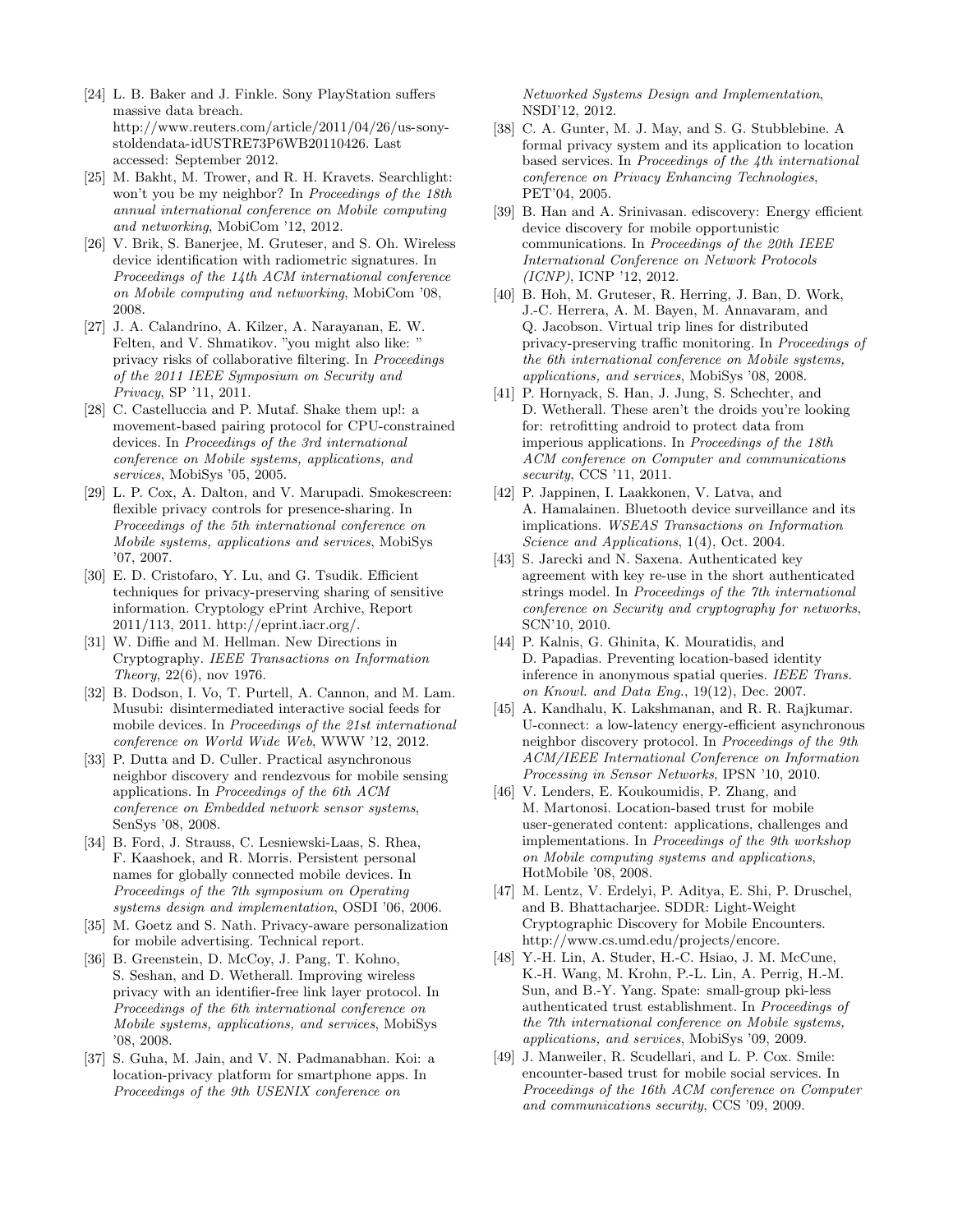[24] L. B. Baker and J. Finkle. Sony PlayStation suffers massive data breach. http://www.reuters.com/article/2011/04/26/us-sony-stoldendata-idUSTRE73P6WB20110426. Last accessed: September 2012.

[25] M. Bakht, M. Trower, and R. H. Kravets. Searchlight: won't you be my neighbor? In *Proceedings of the 18th annual international conference on Mobile computing and networking*, MobiCom '12, 2012.

[26] V. Brik, S. Banerjee, M. Gruteser, and S. Oh. Wireless device identification with radiometric signatures. In *Proceedings of the 14th ACM international conference on Mobile computing and networking*, MobiCom '08, 2008.

[27] J. A. Calandrino, A. Kilzer, A. Narayanan, E. W. Felten, and V. Shmatikov. "you might also like: " privacy risks of collaborative filtering. In *Proceedings of the 2011 IEEE Symposium on Security and Privacy*, SP '11, 2011.

[28] C. Castelluccia and P. Mutaf. Shake them up!: a movement-based pairing protocol for CPU-constrained devices. In *Proceedings of the 3rd international conference on Mobile systems, applications, and services*, MobiSys '05, 2005.

[29] L. P. Cox, A. Dalton, and V. Marupadi. Smokescreen: flexible privacy controls for presence-sharing. In *Proceedings of the 5th international conference on Mobile systems, applications and services*, MobiSys '07, 2007.

[30] E. D. Cristofaro, Y. Lu, and G. Tsudik. Efficient techniques for privacy-preserving sharing of sensitive information. Cryptology ePrint Archive, Report 2011/113, 2011. http://eprint.iacr.org/.

[31] W. Diffie and M. Hellman. New Directions in Cryptography. *IEEE Transactions on Information Theory*, 22(6), nov 1976.

[32] B. Dodson, I. Vo, T. Purtell, A. Cannon, and M. Lam. Musubi: disintermediated interactive social feeds for mobile devices. In *Proceedings of the 21st international conference on World Wide Web*, WWW '12, 2012.

[33] P. Dutta and D. Culler. Practical asynchronous neighbor discovery and rendezvous for mobile sensing applications. In *Proceedings of the 6th ACM conference on Embedded network sensor systems*, SenSys '08, 2008.

[34] B. Ford, J. Strauss, C. Lesniewski-Laas, S. Rhea, F. Kaashoek, and R. Morris. Persistent personal names for globally connected mobile devices. In *Proceedings of the 7th symposium on Operating systems design and implementation*, OSDI '06, 2006.

[35] M. Goetz and S. Nath. Privacy-aware personalization for mobile advertising. Technical report.

[36] B. Greenstein, D. McCoy, J. Pang, T. Kohno, S. Seshan, and D. Wetherall. Improving wireless privacy with an identifier-free link layer protocol. In *Proceedings of the 6th international conference on Mobile systems, applications, and services*, MobiSys '08, 2008.

[37] S. Guha, M. Jain, and V. N. Padmanabhan. Koi: a location-privacy platform for smartphone apps. In *Proceedings of the 9th USENIX conference on Networked Systems Design and Implementation*, NSDI'12, 2012.

[38] C. A. Gunter, M. J. May, and S. G. Stubblebine. A formal privacy system and its application to location based services. In *Proceedings of the 4th international conference on Privacy Enhancing Technologies*, PET'04, 2005.

[39] B. Han and A. Srinivasan. ediscovery: Energy efficient device discovery for mobile opportunistic communications. In *Proceedings of the 20th IEEE International Conference on Network Protocols (ICNP)*, ICNP '12, 2012.

[40] B. Hoh, M. Gruteser, R. Herring, J. Ban, D. Work, J.-C. Herrera, A. M. Bayen, M. Annavaram, and Q. Jacobson. Virtual trip lines for distributed privacy-preserving traffic monitoring. In *Proceedings of the 6th international conference on Mobile systems, applications, and services*, MobiSys '08, 2008.

[41] P. Hornyack, S. Han, J. Jung, S. Schechter, and D. Wetherall. These aren't the droids you're looking for: retrofitting android to protect data from imperious applications. In *Proceedings of the 18th ACM conference on Computer and communications security*, CCS '11, 2011.

[42] P. Jappinen, I. Laakkonen, V. Latva, and A. Hamalainen. Bluetooth device surveillance and its implications. *WSEAS Transactions on Information Science and Applications*, 1(4), Oct. 2004.

[43] S. Jarecki and N. Saxena. Authenticated key agreement with key re-use in the short authenticated strings model. In *Proceedings of the 7th international conference on Security and cryptography for networks*, SCN'10, 2010.

[44] P. Kalnis, G. Ghinita, K. Mouratidis, and D. Papadias. Preventing location-based identity inference in anonymous spatial queries. *IEEE Trans. on Knowl. and Data Eng.*, 19(12), Dec. 2007.

[45] A. Kandhalu, K. Lakshmanan, and R. R. Rajkumar. U-connect: a low-latency energy-efficient asynchronous neighbor discovery protocol. In *Proceedings of the 9th ACM/IEEE International Conference on Information Processing in Sensor Networks*, IPSN '10, 2010.

[46] V. Lenders, E. Koukoumidis, P. Zhang, and M. Martonosi. Location-based trust for mobile user-generated content: applications, challenges and implementations. In *Proceedings of the 9th workshop on Mobile computing systems and applications*, HotMobile '08, 2008.

[47] M. Lentz, V. Erdelyi, P. Aditya, E. Shi, P. Druschel, and B. Bhattacharjee. SDDR: Light-Weight Cryptographic Discovery for Mobile Encounters. http://www.cs.umd.edu/projects/encore.

[48] Y.-H. Lin, A. Studer, H.-C. Hsiao, J. M. McCune, K.-H. Wang, M. Krohn, P.-L. Lin, A. Perrig, H.-M. Sun, and B.-Y. Yang. Spate: small-group pki-less authenticated trust establishment. In *Proceedings of the 7th international conference on Mobile systems, applications, and services*, MobiSys '09, 2009.

[49] J. Manweiler, R. Scudellari, and L. P. Cox. Smile: encounter-based trust for mobile social services. In *Proceedings of the 16th ACM conference on Computer and communications security*, CCS '09, 2009.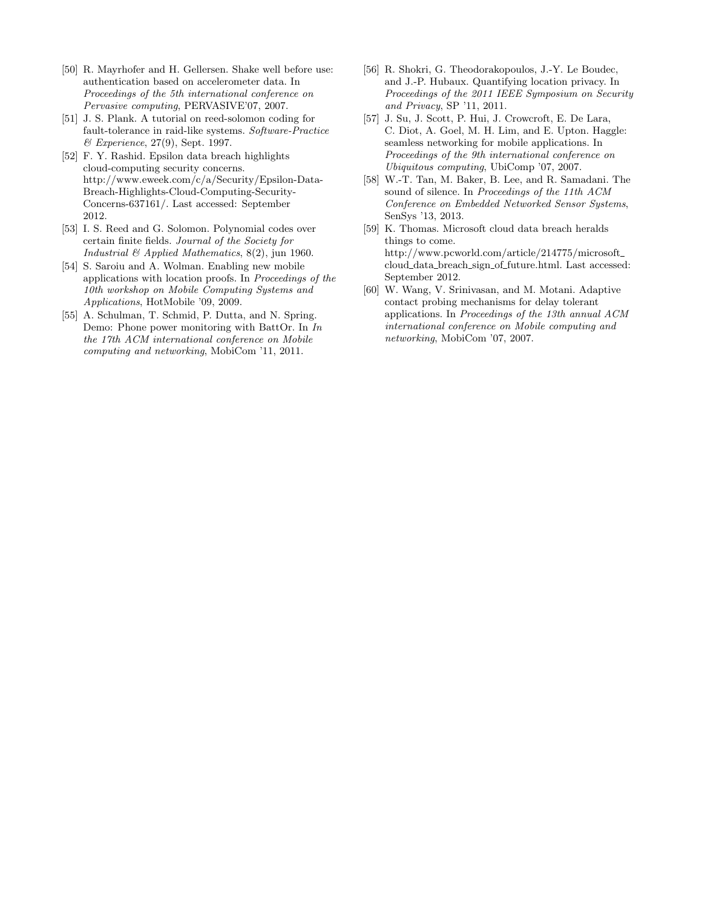[50] R. Mayrhofer and H. Gellersen. Shake well before use: authentication based on accelerometer data. In *Proceedings of the 5th international conference on Pervasive computing*, PERVASIVE'07, 2007.

[51] J. S. Plank. A tutorial on reed-solomon coding for fault-tolerance in raid-like systems. *Software-Practice & Experience*, 27(9), Sept. 1997.

[52] F. Y. Rashid. Epsilon data breach highlights cloud-computing security concerns. http://www.eweek.com/c/a/Security/Epsilon-Data-Breach-Highlights-Cloud-Computing-Security-Concerns-637161/. Last accessed: September 2012.

[53] I. S. Reed and G. Solomon. Polynomial codes over certain finite fields. *Journal of the Society for Industrial & Applied Mathematics*, 8(2), jun 1960.

[54] S. Saroiu and A. Wolman. Enabling new mobile applications with location proofs. In *Proceedings of the 10th workshop on Mobile Computing Systems and Applications*, HotMobile '09, 2009.

[55] A. Schulman, T. Schmid, P. Dutta, and N. Spring. Demo: Phone power monitoring with BattOr. In *In the 17th ACM international conference on Mobile computing and networking*, MobiCom '11, 2011.

[56] R. Shokri, G. Theodorakopoulos, J.-Y. Le Boudec, and J.-P. Hubaux. Quantifying location privacy. In *Proceedings of the 2011 IEEE Symposium on Security and Privacy*, SP '11, 2011.

[57] J. Su, J. Scott, P. Hui, J. Crowcroft, E. De Lara, C. Diot, A. Goel, M. H. Lim, and E. Upton. Haggle: seamless networking for mobile applications. In *Proceedings of the 9th international conference on Ubiquitous computing*, UbiComp '07, 2007.

[58] W.-T. Tan, M. Baker, B. Lee, and R. Samadani. The sound of silence. In *Proceedings of the 11th ACM Conference on Embedded Networked Sensor Systems*, SenSys '13, 2013.

[59] K. Thomas. Microsoft cloud data breach heralds things to come. http://www.pcworld.com/article/214775/microsoft_cloud_data_breach_sign_of_future.html. Last accessed: September 2012.

[60] W. Wang, V. Srinivasan, and M. Motani. Adaptive contact probing mechanisms for delay tolerant applications. In *Proceedings of the 13th annual ACM international conference on Mobile computing and networking*, MobiCom '07, 2007.